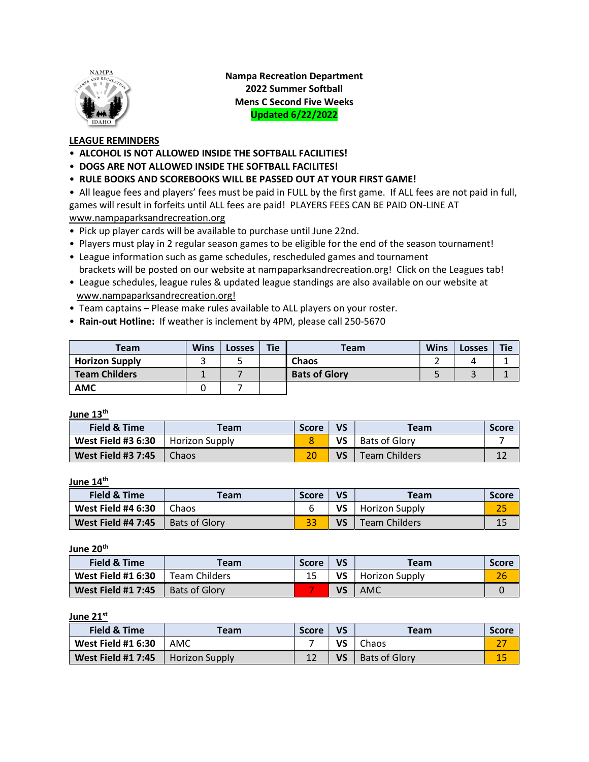**Nampa Recreation Department**
**2022 Summer Softball**
**Mens C Second Five Weeks**
**Updated 6/22/2022**

## LEAGUE REMINDERS

- **ALCOHOL IS NOT ALLOWED INSIDE THE SOFTBALL FACILITIES!**
- **DOGS ARE NOT ALLOWED INSIDE THE SOFTBALL FACILITES!**
- **RULE BOOKS AND SCOREBOOKS WILL BE PASSED OUT AT YOUR FIRST GAME!**
- All league fees and players' fees must be paid in FULL by the first game. If ALL fees are not paid in full, games will result in forfeits until ALL fees are paid! PLAYERS FEES CAN BE PAID ON-LINE AT www.nampaparksandrecreation.org
- Pick up player cards will be available to purchase until June 22nd.
- Players must play in 2 regular season games to be eligible for the end of the season tournament!
- League information such as game schedules, rescheduled games and tournament brackets will be posted on our website at nampaparksandrecreation.org! Click on the Leagues tab!
- League schedules, league rules & updated league standings are also available on our website at www.nampaparksandrecreation.org!
- Team captains – Please make rules available to ALL players on your roster.
- **Rain-out Hotline:** If weather is inclement by 4PM, please call 250-5670

| Team | Wins | Losses | Tie | Team | Wins | Losses | Tie |
|---|---|---|---|---|---|---|---|
| **Horizon Supply** | 3 | 5 | | **Chaos** | 2 | 4 | 1 |
| **Team Childers** | 1 | 7 | | **Bats of Glory** | 5 | 3 | 1 |
| **AMC** | 0 | 7 | | | | | |

**June 13th**

| Field & Time | Team | Score | VS | Team | Score |
|---|---|---|---|---|---|
| **West Field #3 6:30** | Horizon Supply | 8 | **VS** | Bats of Glory | 7 |
| **West Field #3 7:45** | Chaos | 20 | **VS** | Team Childers | 12 |

**June 14th**

| Field & Time | Team | Score | VS | Team | Score |
|---|---|---|---|---|---|
| **West Field #4 6:30** | Chaos | 6 | **VS** | Horizon Supply | 25 |
| **West Field #4 7:45** | Bats of Glory | 33 | **VS** | Team Childers | 15 |

**June 20th**

| Field & Time | Team | Score | VS | Team | Score |
|---|---|---|---|---|---|
| **West Field #1 6:30** | Team Childers | 15 | **VS** | Horizon Supply | 26 |
| **West Field #1 7:45** | Bats of Glory | 7 | **VS** | AMC | 0 |

**June 21st**

| Field & Time | Team | Score | VS | Team | Score |
|---|---|---|---|---|---|
| **West Field #1 6:30** | AMC | 7 | **VS** | Chaos | 27 |
| **West Field #1 7:45** | Horizon Supply | 12 | **VS** | Bats of Glory | 15 |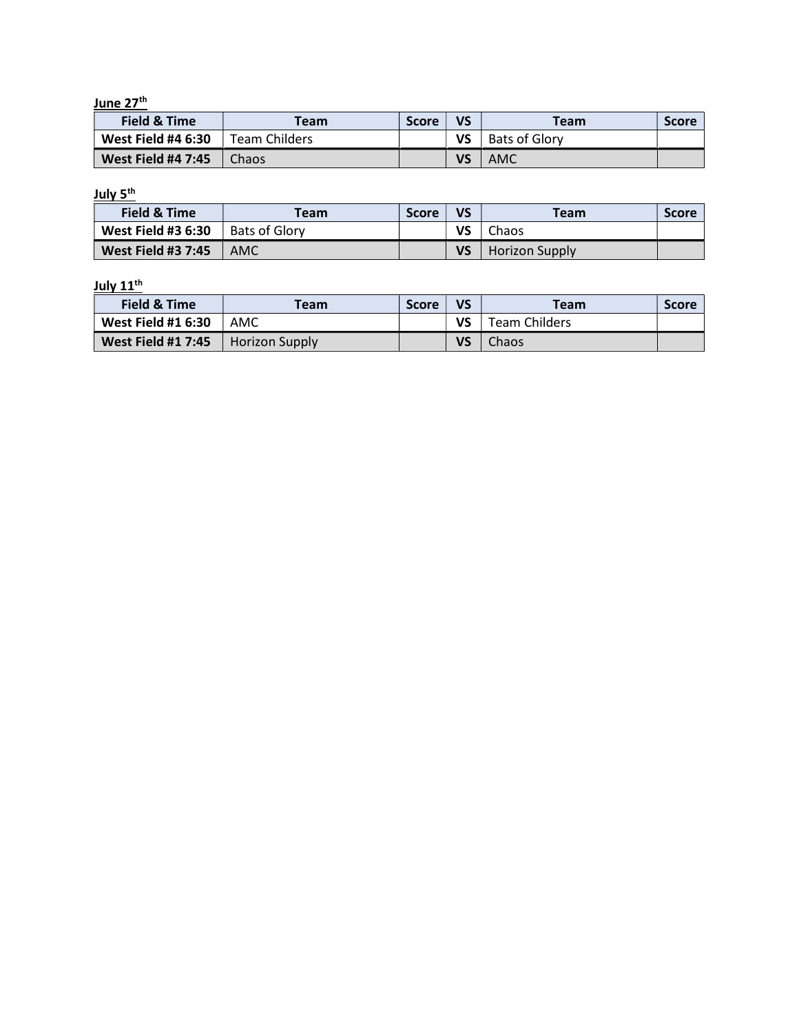**June 27th**

| Field & Time | Team | Score | VS | Team | Score |
|---|---|---|---|---|---|
| **West Field #4 6:30** | Team Childers | | **VS** | Bats of Glory | |
| **West Field #4 7:45** | Chaos | | **VS** | AMC | |

**July 5th**

| Field & Time | Team | Score | VS | Team | Score |
|---|---|---|---|---|---|
| **West Field #3 6:30** | Bats of Glory | | **VS** | Chaos | |
| **West Field #3 7:45** | AMC | | **VS** | Horizon Supply | |

**July 11th**

| Field & Time | Team | Score | VS | Team | Score |
|---|---|---|---|---|---|
| **West Field #1 6:30** | AMC | | **VS** | Team Childers | |
| **West Field #1 7:45** | Horizon Supply | | **VS** | Chaos | |